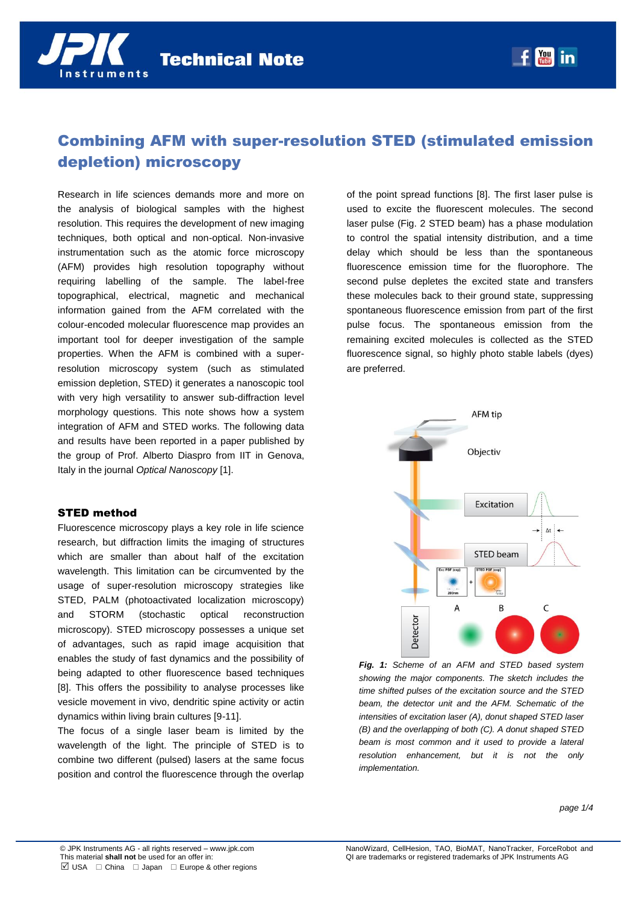# Combining AFM with super-resolution STED (stimulated emission depletion) microscopy

Research in life sciences demands more and more on the analysis of biological samples with the highest resolution. This requires the development of new imaging techniques, both optical and non-optical. Non-invasive instrumentation such as the atomic force microscopy (AFM) provides high resolution topography without requiring labelling of the sample. The label-free topographical, electrical, magnetic and mechanical information gained from the AFM correlated with the colour-encoded molecular fluorescence map provides an important tool for deeper investigation of the sample properties. When the AFM is combined with a super-resolution microscopy system (such as stimulated emission depletion, STED) it generates a nanoscopic tool with very high versatility to answer sub-diffraction level morphology questions. This note shows how a system integration of AFM and STED works. The following data and results have been reported in a paper published by the group of Prof. Alberto Diaspro from IIT in Genova, Italy in the journal *Optical Nanoscopy* [1].

## STED method

Fluorescence microscopy plays a key role in life science research, but diffraction limits the imaging of structures which are smaller than about half of the excitation wavelength. This limitation can be circumvented by the usage of super-resolution microscopy strategies like STED, PALM (photoactivated localization microscopy) and STORM (stochastic optical reconstruction microscopy). STED microscopy possesses a unique set of advantages, such as rapid image acquisition that enables the study of fast dynamics and the possibility of being adapted to other fluorescence based techniques [8]. This offers the possibility to analyse processes like vesicle movement in vivo, dendritic spine activity or actin dynamics within living brain cultures [9-11].

The focus of a single laser beam is limited by the wavelength of the light. The principle of STED is to combine two different (pulsed) lasers at the same focus position and control the fluorescence through the overlap of the point spread functions [8]. The first laser pulse is used to excite the fluorescent molecules. The second laser pulse (Fig. 2 STED beam) has a phase modulation to control the spatial intensity distribution, and a time delay which should be less than the spontaneous fluorescence emission time for the fluorophore. The second pulse depletes the excited state and transfers these molecules back to their ground state, suppressing spontaneous fluorescence emission from part of the first pulse focus. The spontaneous emission from the remaining excited molecules is collected as the STED fluorescence signal, so highly photo stable labels (dyes) are preferred.

***Fig. 1:*** *Scheme of an AFM and STED based system showing the major components. The sketch includes the time shifted pulses of the excitation source and the STED beam, the detector unit and the AFM. Schematic of the intensities of excitation laser (A), donut shaped STED laser (B) and the overlapping of both (C). A donut shaped STED beam is most common and it used to provide a lateral resolution enhancement, but it is not the only implementation.*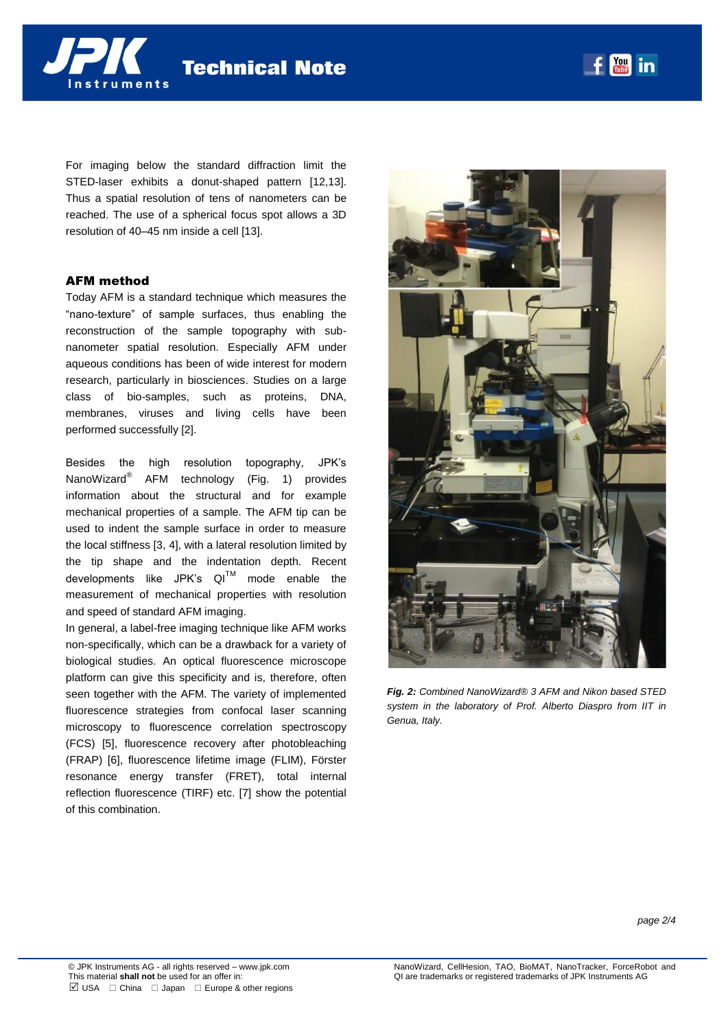For imaging below the standard diffraction limit the STED-laser exhibits a donut-shaped pattern [12,13]. Thus a spatial resolution of tens of nanometers can be reached. The use of a spherical focus spot allows a 3D resolution of 40–45 nm inside a cell [13].

## AFM method

Today AFM is a standard technique which measures the “nano-texture” of sample surfaces, thus enabling the reconstruction of the sample topography with sub-nanometer spatial resolution. Especially AFM under aqueous conditions has been of wide interest for modern research, particularly in biosciences. Studies on a large class of bio-samples, such as proteins, DNA, membranes, viruses and living cells have been performed successfully [2].

Besides the high resolution topography, JPK’s NanoWizard® AFM technology (Fig. 1) provides information about the structural and for example mechanical properties of a sample. The AFM tip can be used to indent the sample surface in order to measure the local stiffness [3, 4], with a lateral resolution limited by the tip shape and the indentation depth. Recent developments like JPK’s QI™ mode enable the measurement of mechanical properties with resolution and speed of standard AFM imaging.

In general, a label-free imaging technique like AFM works non-specifically, which can be a drawback for a variety of biological studies. An optical fluorescence microscope platform can give this specificity and is, therefore, often seen together with the AFM. The variety of implemented fluorescence strategies from confocal laser scanning microscopy to fluorescence correlation spectroscopy (FCS) [5], fluorescence recovery after photobleaching (FRAP) [6], fluorescence lifetime image (FLIM), Förster resonance energy transfer (FRET), total internal reflection fluorescence (TIRF) etc. [7] show the potential of this combination.

***Fig. 2:*** *Combined NanoWizard® 3 AFM and Nikon based STED system in the laboratory of Prof. Alberto Diaspro from IIT in Genua, Italy.*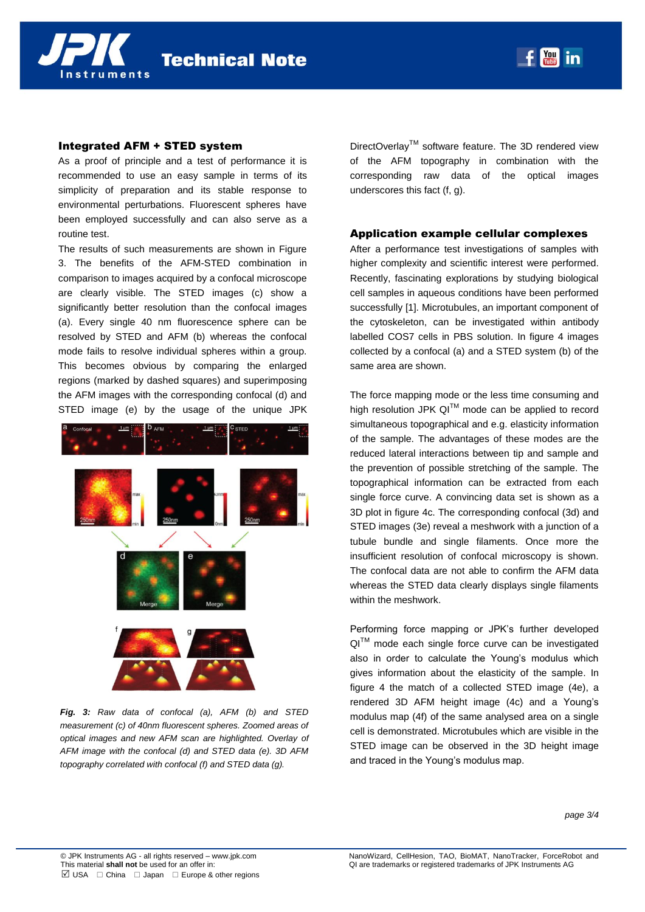## Integrated AFM + STED system

As a proof of principle and a test of performance it is recommended to use an easy sample in terms of its simplicity of preparation and its stable response to environmental perturbations. Fluorescent spheres have been employed successfully and can also serve as a routine test.

The results of such measurements are shown in Figure 3. The benefits of the AFM-STED combination in comparison to images acquired by a confocal microscope are clearly visible. The STED images (c) show a significantly better resolution than the confocal images (a). Every single 40 nm fluorescence sphere can be resolved by STED and AFM (b) whereas the confocal mode fails to resolve individual spheres within a group. This becomes obvious by comparing the enlarged regions (marked by dashed squares) and superimposing the AFM images with the corresponding confocal (d) and STED image (e) by the usage of the unique JPK DirectOverlay™ software feature. The 3D rendered view of the AFM topography in combination with the corresponding raw data of the optical images underscores this fact (f, g).

*Fig. 3: Raw data of confocal (a), AFM (b) and STED measurement (c) of 40nm fluorescent spheres. Zoomed areas of optical images and new AFM scan are highlighted. Overlay of AFM image with the confocal (d) and STED data (e). 3D AFM topography correlated with confocal (f) and STED data (g).*

## Application example cellular complexes

After a performance test investigations of samples with higher complexity and scientific interest were performed. Recently, fascinating explorations by studying biological cell samples in aqueous conditions have been performed successfully [1]. Microtubules, an important component of the cytoskeleton, can be investigated within antibody labelled COS7 cells in PBS solution. In figure 4 images collected by a confocal (a) and a STED system (b) of the same area are shown.

The force mapping mode or the less time consuming and high resolution JPK QI™ mode can be applied to record simultaneous topographical and e.g. elasticity information of the sample. The advantages of these modes are the reduced lateral interactions between tip and sample and the prevention of possible stretching of the sample. The topographical information can be extracted from each single force curve. A convincing data set is shown as a 3D plot in figure 4c. The corresponding confocal (3d) and STED images (3e) reveal a meshwork with a junction of a tubule bundle and single filaments. Once more the insufficient resolution of confocal microscopy is shown. The confocal data are not able to confirm the AFM data whereas the STED data clearly displays single filaments within the meshwork.

Performing force mapping or JPK's further developed QI™ mode each single force curve can be investigated also in order to calculate the Young's modulus which gives information about the elasticity of the sample. In figure 4 the match of a collected STED image (4e), a rendered 3D AFM height image (4c) and a Young's modulus map (4f) of the same analysed area on a single cell is demonstrated. Microtubules which are visible in the STED image can be observed in the 3D height image and traced in the Young's modulus map.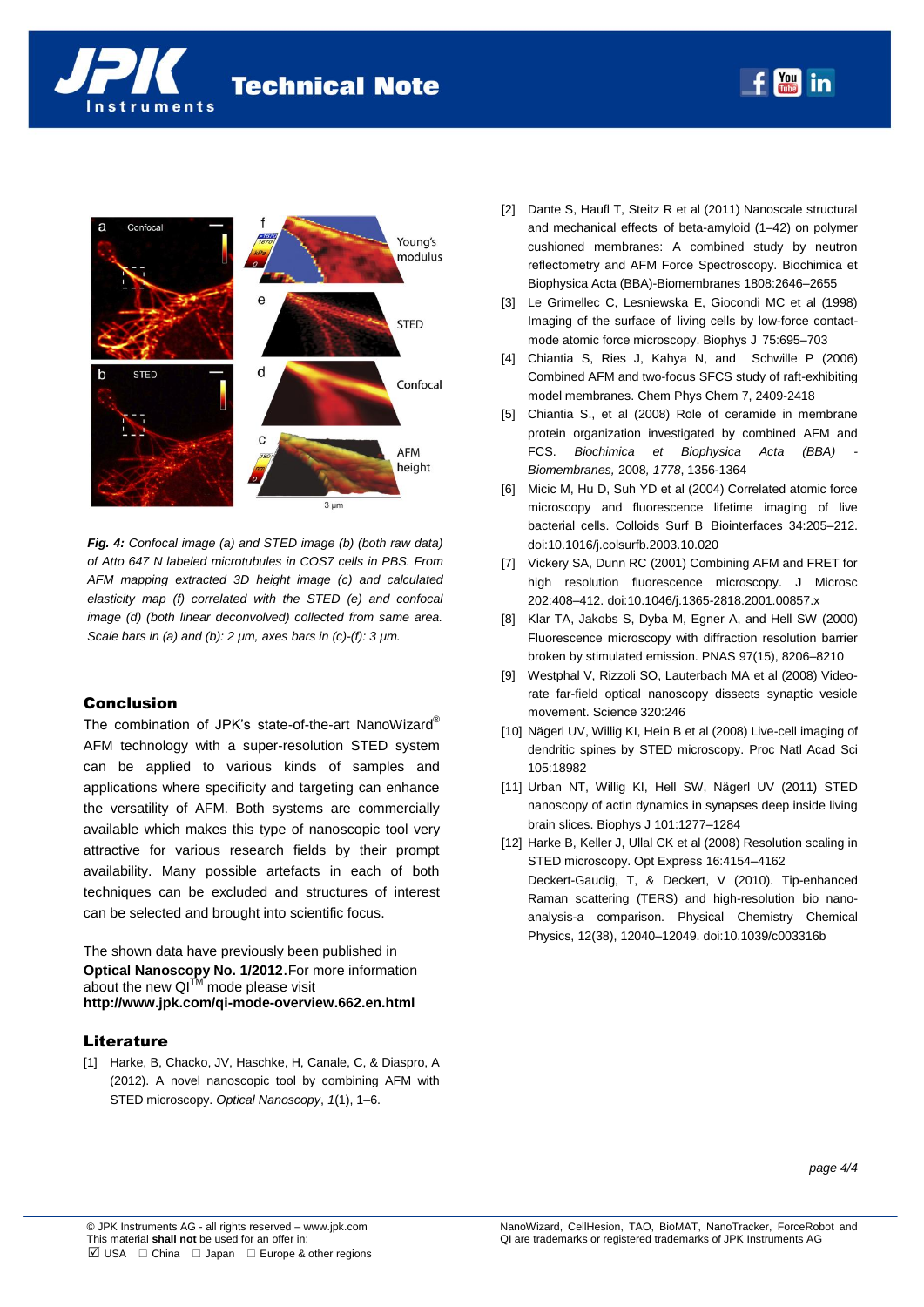a Confocal

b STED

f Young's modulus

e STED

d Confocal

c AFM height

3 µm

***Fig. 4:*** *Confocal image (a) and STED image (b) (both raw data) of Atto 647 N labeled microtubules in COS7 cells in PBS. From AFM mapping extracted 3D height image (c) and calculated elasticity map (f) correlated with the STED (e) and confocal image (d) (both linear deconvolved) collected from same area. Scale bars in (a) and (b): 2 µm, axes bars in (c)-(f): 3 µm.*

## Conclusion

The combination of JPK's state-of-the-art NanoWizard® AFM technology with a super-resolution STED system can be applied to various kinds of samples and applications where specificity and targeting can enhance the versatility of AFM. Both systems are commercially available which makes this type of nanoscopic tool very attractive for various research fields by their prompt availability. Many possible artefacts in each of both techniques can be excluded and structures of interest can be selected and brought into scientific focus.

The shown data have previously been published in **Optical Nanoscopy No. 1/2012**. For more information about the new QI™ mode please visit **http://www.jpk.com/qi-mode-overview.662.en.html**

## Literature

[1] Harke, B, Chacko, JV, Haschke, H, Canale, C, & Diaspro, A (2012). A novel nanoscopic tool by combining AFM with STED microscopy. *Optical Nanoscopy*, *1*(1), 1–6.

[2] Dante S, Haufl T, Steitz R et al (2011) Nanoscale structural and mechanical effects of beta-amyloid (1–42) on polymer cushioned membranes: A combined study by neutron reflectometry and AFM Force Spectroscopy. Biochimica et Biophysica Acta (BBA)-Biomembranes 1808:2646–2655

[3] Le Grimellec C, Lesniewska E, Giocondi MC et al (1998) Imaging of the surface of living cells by low-force contact-mode atomic force microscopy. Biophys J 75:695–703

[4] Chiantia S, Ries J, Kahya N, and Schwille P (2006) Combined AFM and two-focus SFCS study of raft-exhibiting model membranes. Chem Phys Chem 7, 2409-2418

[5] Chiantia S., et al (2008) Role of ceramide in membrane protein organization investigated by combined AFM and FCS. *Biochimica et Biophysica Acta (BBA) - Biomembranes,* 2008*, 1778*, 1356-1364

[6] Micic M, Hu D, Suh YD et al (2004) Correlated atomic force microscopy and fluorescence lifetime imaging of live bacterial cells. Colloids Surf B Biointerfaces 34:205–212. doi:10.1016/j.colsurfb.2003.10.020

[7] Vickery SA, Dunn RC (2001) Combining AFM and FRET for high resolution fluorescence microscopy. J Microsc 202:408–412. doi:10.1046/j.1365-2818.2001.00857.x

[8] Klar TA, Jakobs S, Dyba M, Egner A, and Hell SW (2000) Fluorescence microscopy with diffraction resolution barrier broken by stimulated emission. PNAS 97(15), 8206–8210

[9] Westphal V, Rizzoli SO, Lauterbach MA et al (2008) Video-rate far-field optical nanoscopy dissects synaptic vesicle movement. Science 320:246

[10] Nägerl UV, Willig KI, Hein B et al (2008) Live-cell imaging of dendritic spines by STED microscopy. Proc Natl Acad Sci 105:18982

[11] Urban NT, Willig KI, Hell SW, Nägerl UV (2011) STED nanoscopy of actin dynamics in synapses deep inside living brain slices. Biophys J 101:1277–1284

[12] Harke B, Keller J, Ullal CK et al (2008) Resolution scaling in STED microscopy. Opt Express 16:4154–4162
Deckert-Gaudig, T, & Deckert, V (2010). Tip-enhanced Raman scattering (TERS) and high-resolution bio nano-analysis-a comparison. Physical Chemistry Chemical Physics, 12(38), 12040–12049. doi:10.1039/c003316b